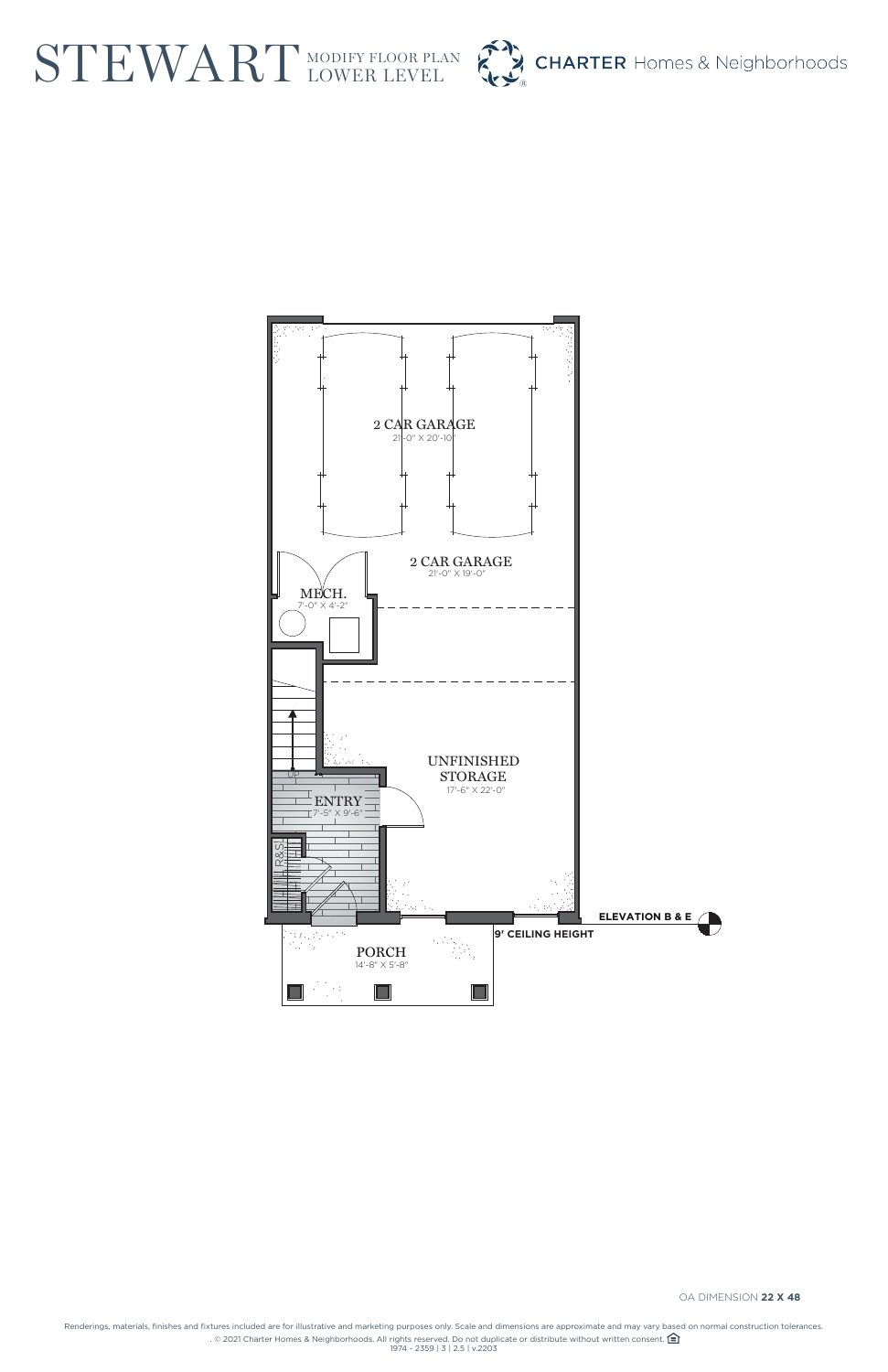# STEWART MODIFY FLOOR PLAN LOWER LEVEL

CHARTER Homes & Neighborhoods

2 CAR GARAGE
21'-0" X 20'-10"

2 CAR GARAGE
21'-0" X 19'-0"

MECH.
7'-0" X 4'-2"

UNFINISHED STORAGE
17'-6" X 22'-0"

UP

ENTRY
7'-5" X 9'-6"

R&S

PORCH
14'-8" X 5'-8"

ELEVATION B & E

9' CEILING HEIGHT

OA DIMENSION **22 X 48**

Renderings, materials, finishes and fixtures included are for illustrative and marketing purposes only. Scale and dimensions are approximate and may vary based on normal construction tolerances.
. © 2021 Charter Homes & Neighborhoods. All rights reserved. Do not duplicate or distribute without written consent.
1974 - 2359 | 3 | 2.5 | v.2203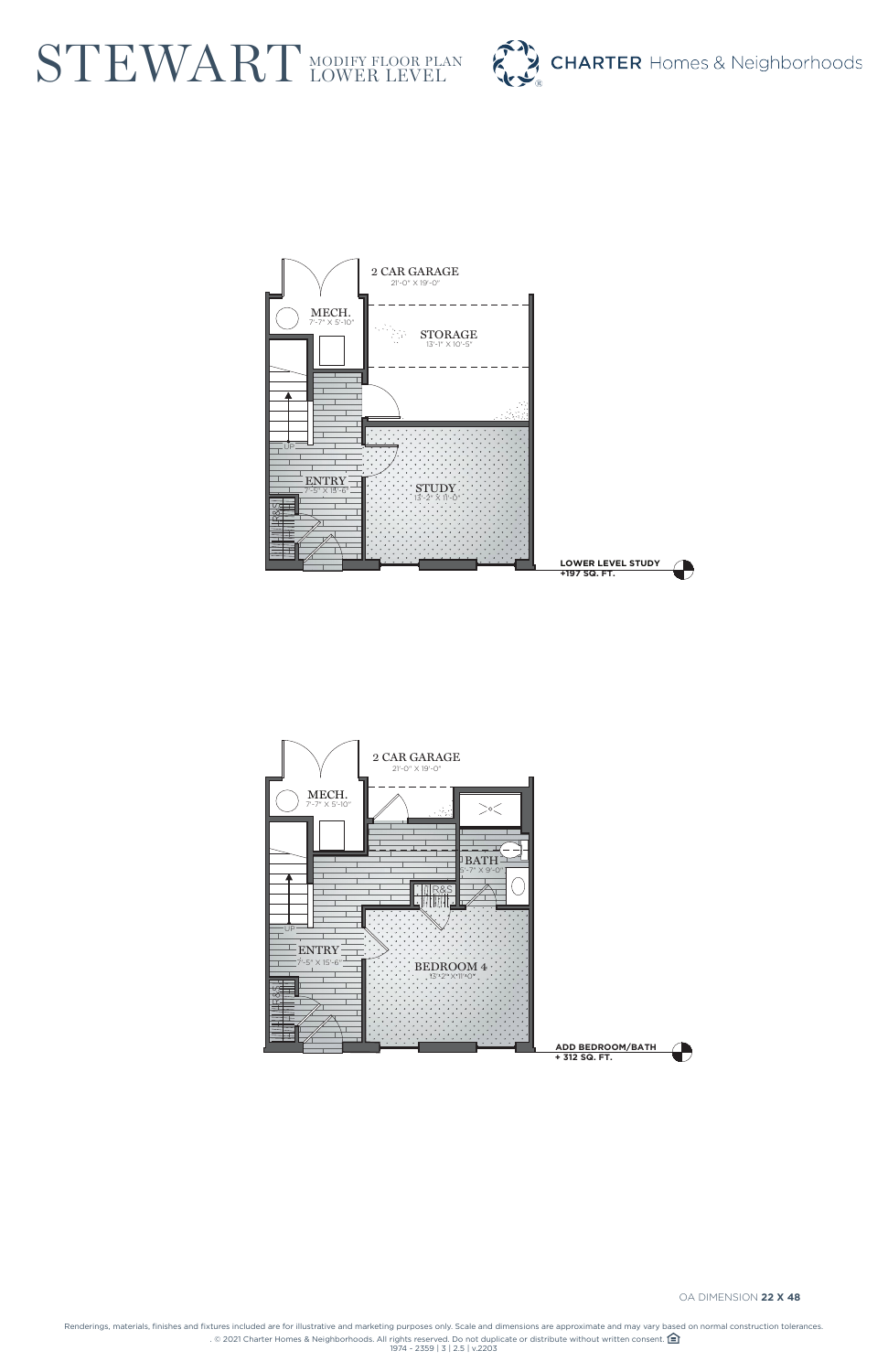# STEWART MODIFY FLOOR PLAN LOWER LEVEL

CHARTER Homes & Neighborhoods

2 CAR GARAGE
21'-0" X 19'-0"

MECH.
7'-7" X 5'-10"

STORAGE
13'-1" X 10'-5"

UP

ENTRY
7'-5" X 15'-6"

STUDY
13'-2" X 11'-0"

**LOWER LEVEL STUDY**
**+197 SQ. FT.**

2 CAR GARAGE
21'-0" X 19'-0"

MECH.
7'-7" X 5'-10"

BATH
5'-7" X 9'-0"

R&S

UP

ENTRY
7'-5" X 15'-6"

BEDROOM 4
13'-2" X 11'-0"

**ADD BEDROOM/BATH**
**+ 312 SQ. FT.**

OA DIMENSION **22 X 48**

Renderings, materials, finishes and fixtures included are for illustrative and marketing purposes only. Scale and dimensions are approximate and may vary based on normal construction tolerances.
. © 2021 Charter Homes & Neighborhoods. All rights reserved. Do not duplicate or distribute without written consent.
1974 - 2359 | 3 | 2.5 | v.2203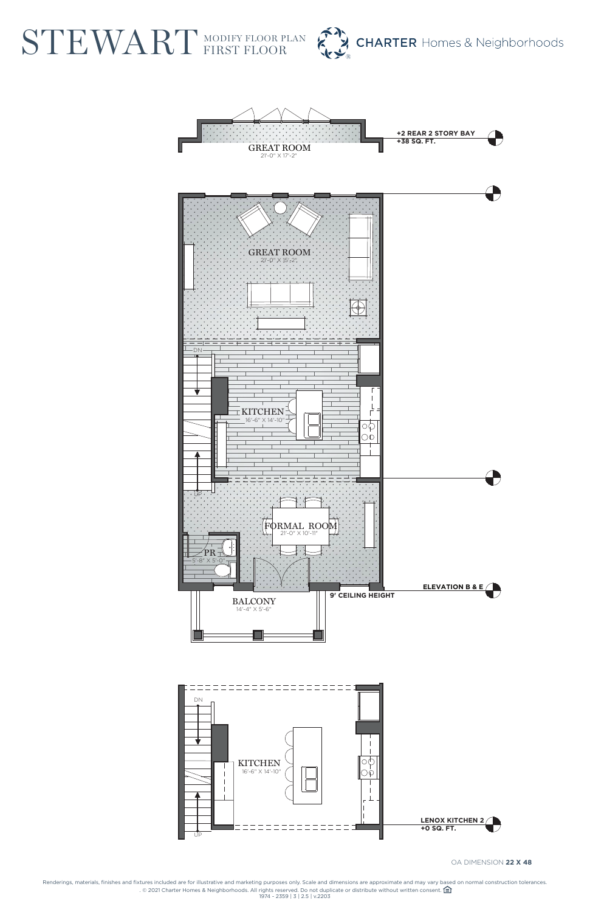# STEWART MODIFY FLOOR PLAN FIRST FLOOR

CHARTER Homes & Neighborhoods

GREAT ROOM
21'-0" X 17'-2"

**+2 REAR 2 STORY BAY**
**+38 SQ. FT.**

GREAT ROOM
21'-0" X 15'-2"

DN

KITCHEN
16'-6" X 14'-10"

UP

FORMAL ROOM
21'-0" X 10'-11"

PR
5'-8" X 5'-0"

BALCONY
14'-4" X 5'-6"

**9' CEILING HEIGHT**

**ELEVATION B & E**

DN

KITCHEN
16'-6" X 14'-10"

UP

**LENOX KITCHEN 2**
**+0 SQ. FT.**

OA DIMENSION **22 X 48**

Renderings, materials, finishes and fixtures included are for illustrative and marketing purposes only. Scale and dimensions are approximate and may vary based on normal construction tolerances.
. © 2021 Charter Homes & Neighborhoods. All rights reserved. Do not duplicate or distribute without written consent.
1974 - 2359 | 3 | 2.5 | v.2203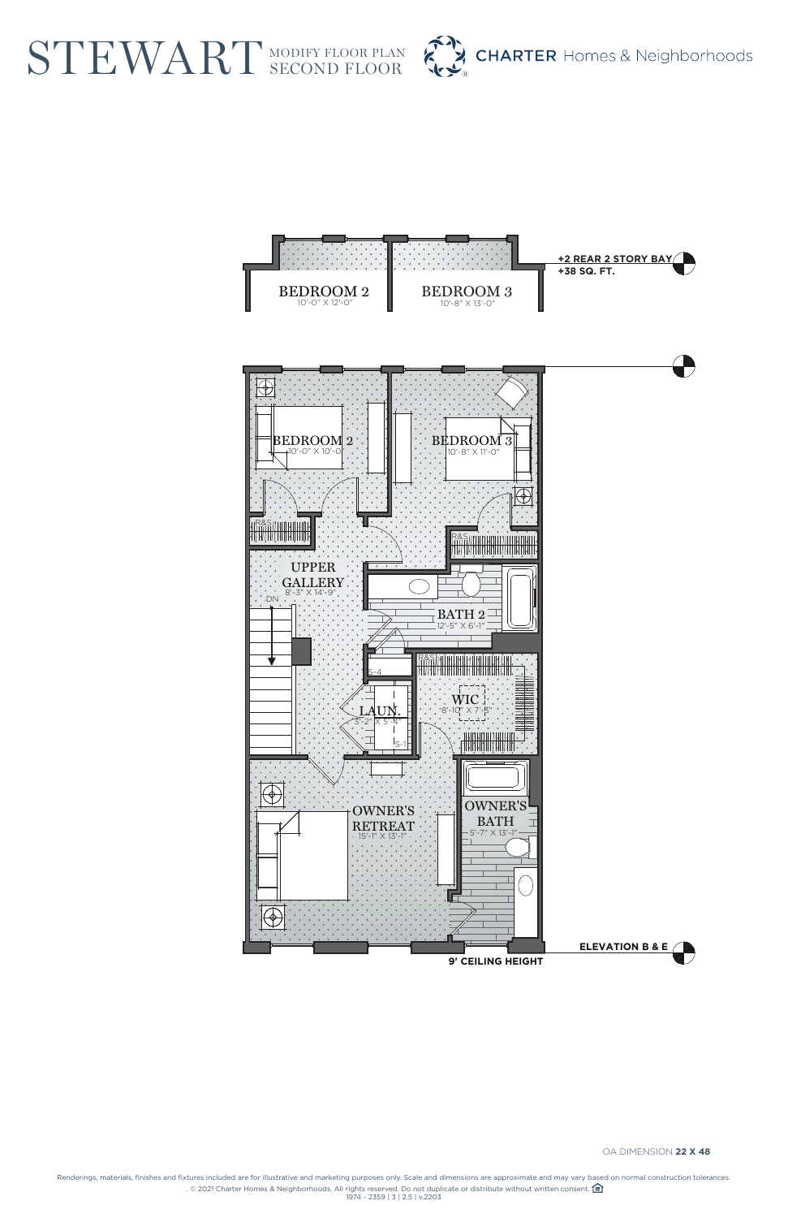# STEWART MODIFY FLOOR PLAN SECOND FLOOR

CHARTER Homes & Neighborhoods

BEDROOM 2
10'-0" X 12'-0"

BEDROOM 3
10'-8" X 13'-0"

**+2 REAR 2 STORY BAY**
**+38 SQ. FT.**

BEDROOM 2
10'-0" X 10'-0"

BEDROOM 3
10'-8" X 11'-0"

R&S

R&S

UPPER GALLERY
8'-3" X 14'-9"

DN

BATH 2
12'-5" X 6'-1"

R&S

S-4

WIC
8'-10" X 7'-5"

LAUN.
3'-2" X 5'-4"

S-1

OWNER'S RETREAT
15'-1" X 13'-1"

OWNER'S BATH
5'-7" X 13'-1"

**ELEVATION B & E**

**9' CEILING HEIGHT**

OA DIMENSION **22 X 48**

Renderings, materials, finishes and fixtures included are for illustrative and marketing purposes only. Scale and dimensions are approximate and may vary based on normal construction tolerances.
. © 2021 Charter Homes & Neighborhoods. All rights reserved. Do not duplicate or distribute without written consent.
1974 - 2359 | 3 | 2.5 | v.2203